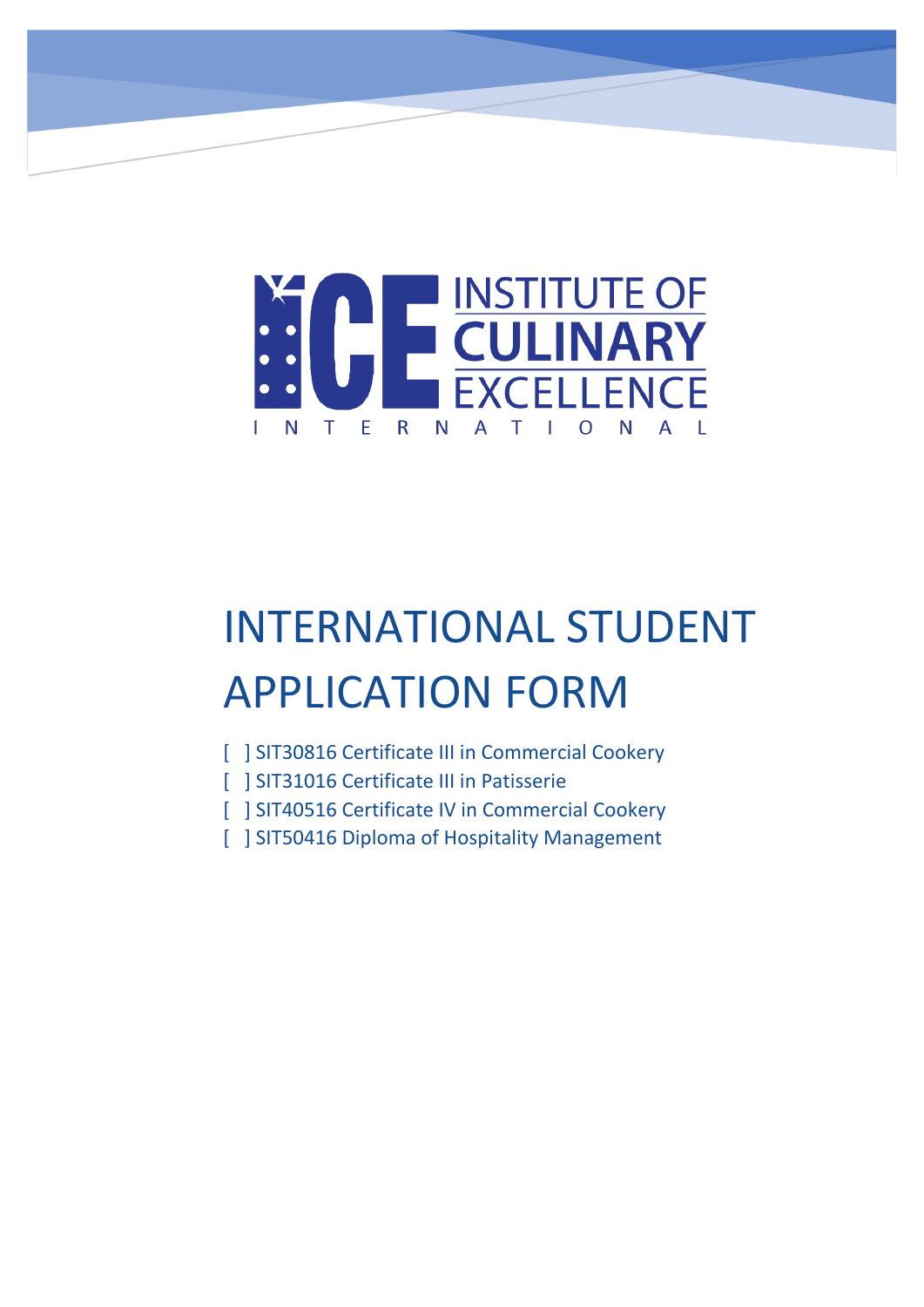INSTITUTE OF CULINARY EXCELLENCE INTERNATIONAL

# INTERNATIONAL STUDENT APPLICATION FORM

[ ] SIT30816 Certificate III in Commercial Cookery
[ ] SIT31016 Certificate III in Patisserie
[ ] SIT40516 Certificate IV in Commercial Cookery
[ ] SIT50416 Diploma of Hospitality Management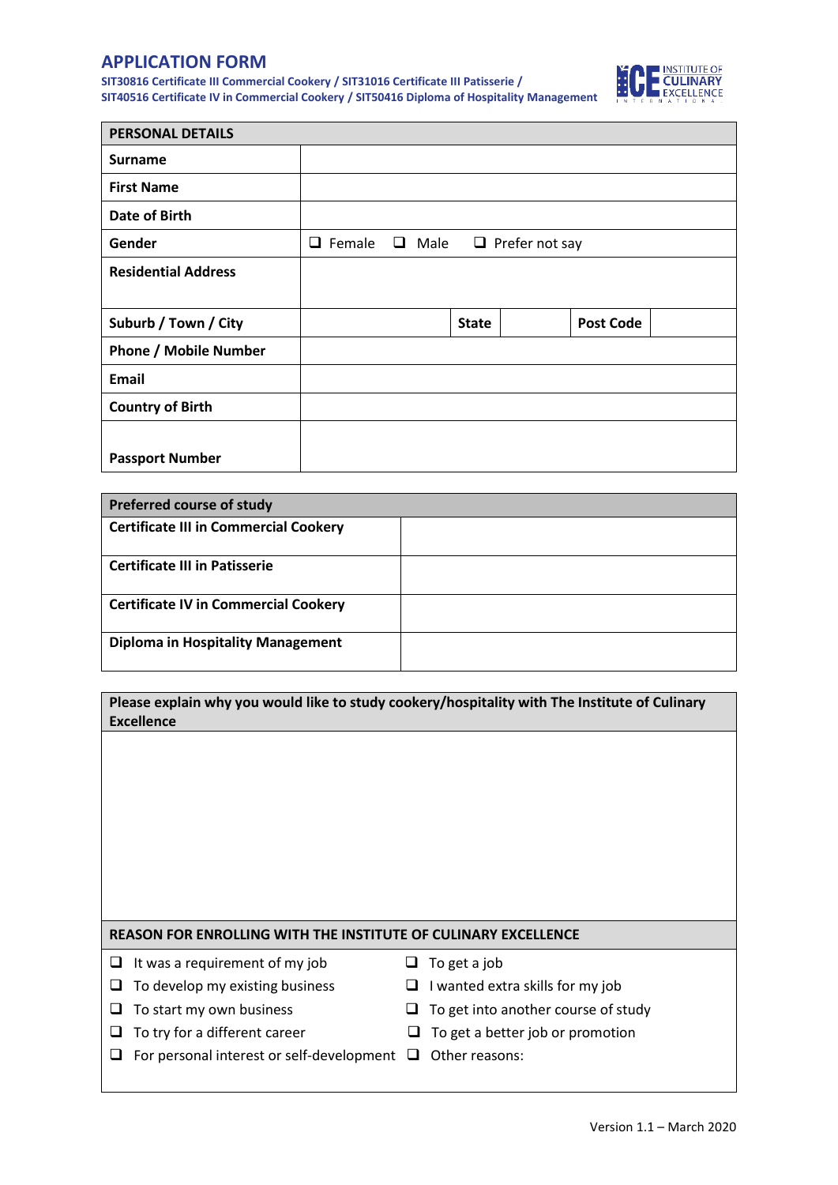## APPLICATION FORM

**SIT30816 Certificate III Commercial Cookery / SIT31016 Certificate III Patisserie / SIT40516 Certificate IV in Commercial Cookery / SIT50416 Diploma of Hospitality Management**

| PERSONAL DETAILS | | | | | |
|---|---|---|---|---|---|
| **Surname** | | | | | |
| **First Name** | | | | | |
| **Date of Birth** | | | | | |
| **Gender** | ❑ Female ❑ Male ❑ Prefer not say | | | | |
| **Residential Address** | | | | | |
| **Suburb / Town / City** | | **State** | | **Post Code** | |
| **Phone / Mobile Number** | | | | | |
| **Email** | | | | | |
| **Country of Birth** | | | | | |
| **Passport Number** | | | | | |

| Preferred course of study | |
|---|---|
| **Certificate III in Commercial Cookery** | |
| **Certificate III in Patisserie** | |
| **Certificate IV in Commercial Cookery** | |
| **Diploma in Hospitality Management** | |

**Please explain why you would like to study cookery/hospitality with The Institute of Culinary Excellence**

**REASON FOR ENROLLING WITH THE INSTITUTE OF CULINARY EXCELLENCE**

- ❑ It was a requirement of my job
- ❑ To develop my existing business
- ❑ To start my own business
- ❑ To try for a different career
- ❑ For personal interest or self-development
- ❑ To get a job
- ❑ I wanted extra skills for my job
- ❑ To get into another course of study
- ❑ To get a better job or promotion
- ❑ Other reasons:

Version 1.1 – March 2020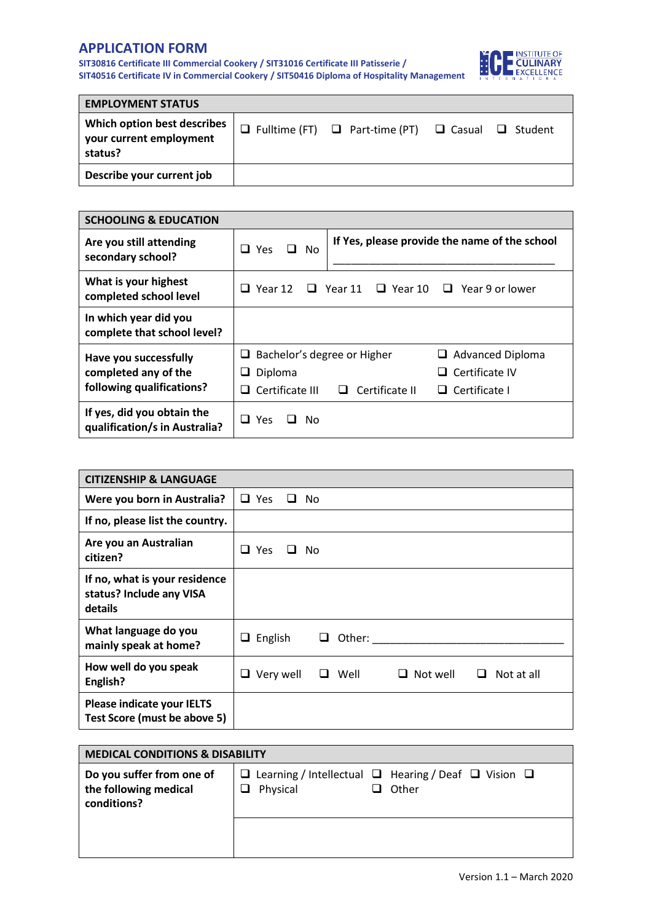# APPLICATION FORM

**SIT30816 Certificate III Commercial Cookery / SIT31016 Certificate III Patisserie / SIT40516 Certificate IV in Commercial Cookery / SIT50416 Diploma of Hospitality Management**

| EMPLOYMENT STATUS | |
|---|---|
| **Which option best describes your current employment status?** | ❑ Fulltime (FT) ❑ Part-time (PT) ❑ Casual ❑ Student |
| **Describe your current job** | |

| SCHOOLING & EDUCATION | | |
|---|---|---|
| **Are you still attending secondary school?** | ❑ Yes ❑ No | **If Yes, please provide the name of the school** ______________________________________ |
| **What is your highest completed school level** | ❑ Year 12 ❑ Year 11 ❑ Year 10 ❑ Year 9 or lower | |
| **In which year did you complete that school level?** | | |
| **Have you successfully completed any of the following qualifications?** | ❑ Bachelor's degree or Higher ❑ Advanced Diploma ❑ Diploma ❑ Certificate IV ❑ Certificate III ❑ Certificate II ❑ Certificate I | |
| **If yes, did you obtain the qualification/s in Australia?** | ❑ Yes ❑ No | |

| CITIZENSHIP & LANGUAGE | |
|---|---|
| **Were you born in Australia?** | ❑ Yes ❑ No |
| **If no, please list the country.** | |
| **Are you an Australian citizen?** | ❑ Yes ❑ No |
| **If no, what is your residence status? Include any VISA details** | |
| **What language do you mainly speak at home?** | ❑ English ❑ Other: ________________________________ |
| **How well do you speak English?** | ❑ Very well ❑ Well ❑ Not well ❑ Not at all |
| **Please indicate your IELTS Test Score (must be above 5)** | |

| MEDICAL CONDITIONS & DISABILITY | |
|---|---|
| **Do you suffer from one of the following medical conditions?** | ❑ Learning / Intellectual ❑ Hearing / Deaf ❑ Vision ❑ Physical ❑ Other |
| | |

Version 1.1 – March 2020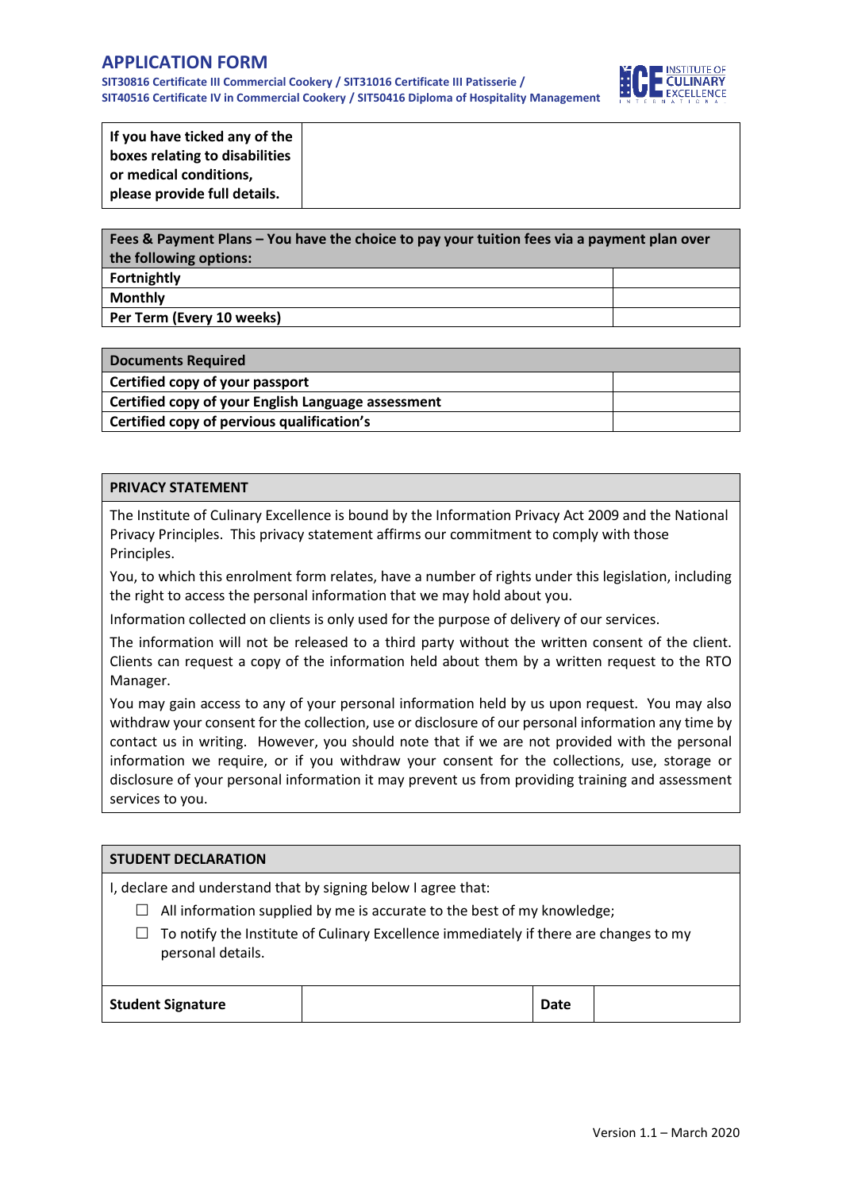# APPLICATION FORM

**SIT30816 Certificate III Commercial Cookery / SIT31016 Certificate III Patisserie / SIT40516 Certificate IV in Commercial Cookery / SIT50416 Diploma of Hospitality Management**

| | |
|---|---|
| **If you have ticked any of the boxes relating to disabilities or medical conditions, please provide full details.** | |

| **Fees & Payment Plans – You have the choice to pay your tuition fees via a payment plan over the following options:** | |
|---|---|
| **Fortnightly** | |
| **Monthly** | |
| **Per Term (Every 10 weeks)** | |

| **Documents Required** | |
|---|---|
| **Certified copy of your passport** | |
| **Certified copy of your English Language assessment** | |
| **Certified copy of pervious qualification's** | |

## PRIVACY STATEMENT

The Institute of Culinary Excellence is bound by the Information Privacy Act 2009 and the National Privacy Principles. This privacy statement affirms our commitment to comply with those Principles.

You, to which this enrolment form relates, have a number of rights under this legislation, including the right to access the personal information that we may hold about you.

Information collected on clients is only used for the purpose of delivery of our services.

The information will not be released to a third party without the written consent of the client. Clients can request a copy of the information held about them by a written request to the RTO Manager.

You may gain access to any of your personal information held by us upon request. You may also withdraw your consent for the collection, use or disclosure of our personal information any time by contact us in writing. However, you should note that if we are not provided with the personal information we require, or if you withdraw your consent for the collections, use, storage or disclosure of your personal information it may prevent us from providing training and assessment services to you.

## STUDENT DECLARATION

I, declare and understand that by signing below I agree that:

- ☐ All information supplied by me is accurate to the best of my knowledge;
- ☐ To notify the Institute of Culinary Excellence immediately if there are changes to my personal details.

| | | | |
|---|---|---|---|
| **Student Signature** | | **Date** | |

Version 1.1 – March 2020